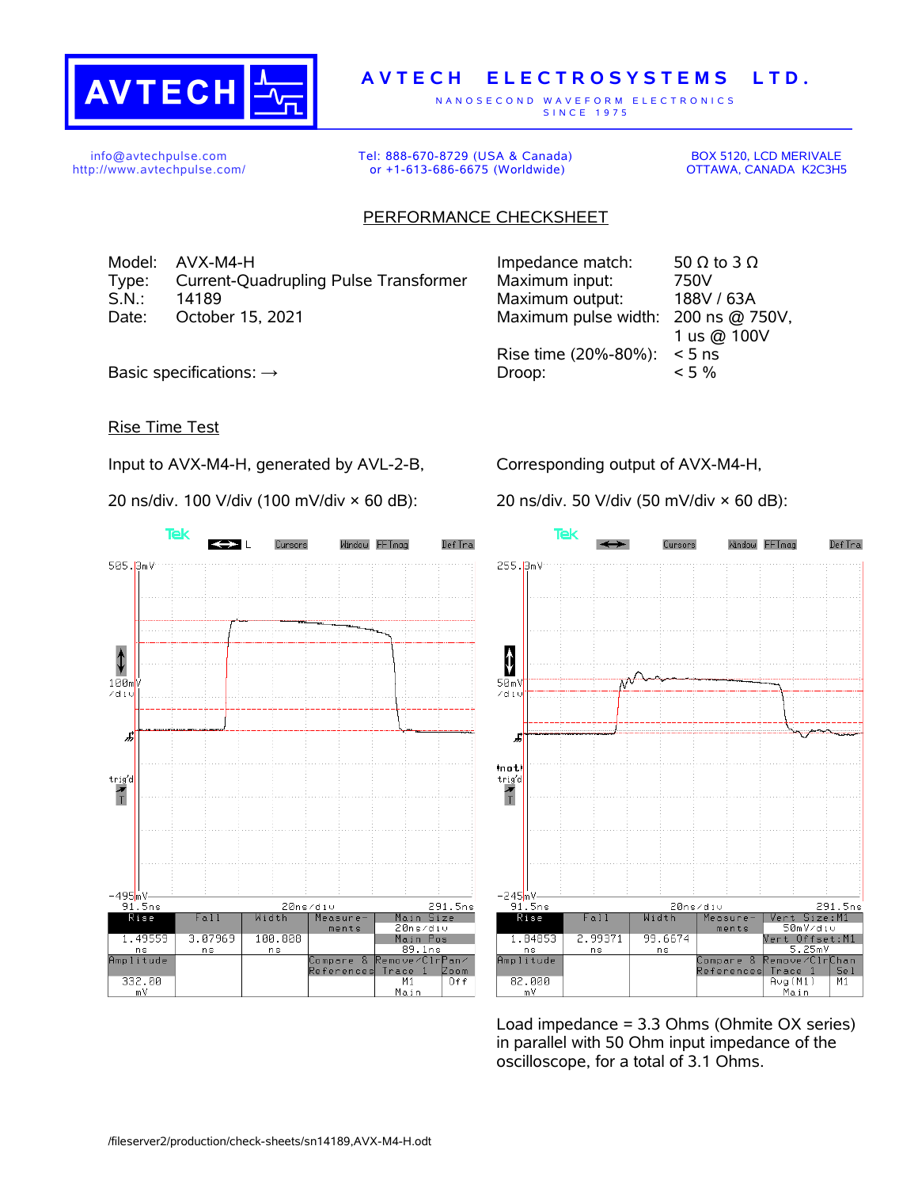# AVTECH ELECTROSYSTEMS LTD.

NANOSECOND WAVEFORM ELECTRONICS
SINCE 1975

info@avtechpulse.com
http://www.avtechpulse.com/

Tel: 888-670-8729 (USA & Canada)
or +1-613-686-6675 (Worldwide)

BOX 5120, LCD MERIVALE
OTTAWA, CANADA K2C3H5

## PERFORMANCE CHECKSHEET

Model: AVX-M4-H
Type: Current-Quadrupling Pulse Transformer
S.N.: 14189
Date: October 15, 2021

Basic specifications: →

| | |
|---|---|
| Impedance match: | 50 Ω to 3 Ω |
| Maximum input: | 750V |
| Maximum output: | 188V / 63A |
| Maximum pulse width: | 200 ns @ 750V, 1 us @ 100V |
| Rise time (20%-80%): | < 5 ns |
| Droop: | < 5 % |

### Rise Time Test

Input to AVX-M4-H, generated by AVL-2-B,

20 ns/div. 100 V/div (100 mV/div × 60 dB):

Corresponding output of AVX-M4-H,

20 ns/div. 50 V/div (50 mV/div × 60 dB):

Load impedance = 3.3 Ohms (Ohmite OX series) in parallel with 50 Ohm input impedance of the oscilloscope, for a total of 3.1 Ohms.

/fileserver2/production/check-sheets/sn14189,AVX-M4-H.odt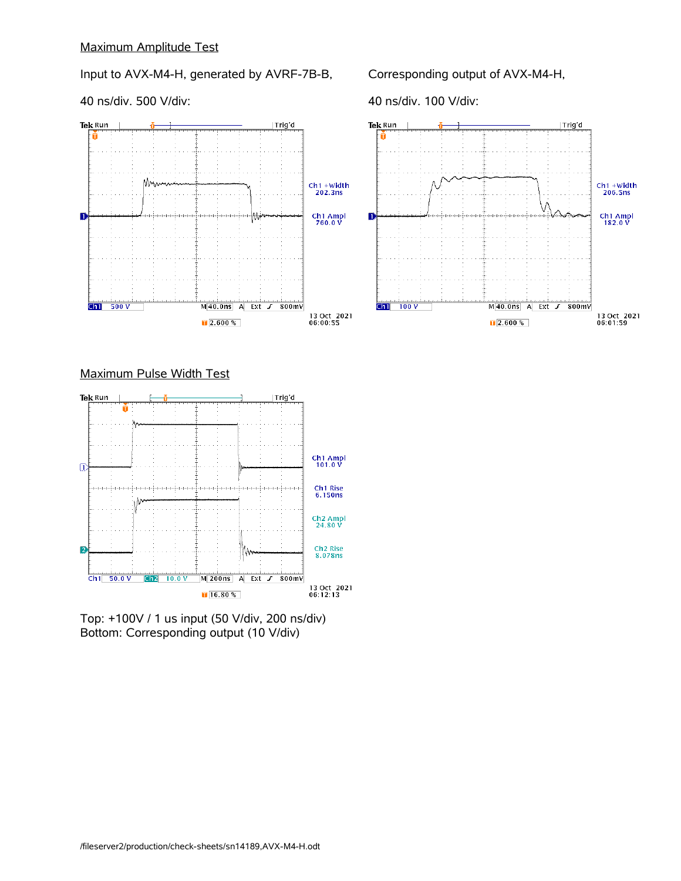## Maximum Amplitude Test

Input to AVX-M4-H, generated by AVRF-7B-B,

40 ns/div. 500 V/div:

Tek Run
Trig'd
Ch1 +Width
202.3ns
Ch1 Ampl
760.0 V
Ch1 500 V
M 40.0ns A Ext ƒ 800mV
2.600 %
13 Oct 2021
06:00:55

Corresponding output of AVX-M4-H,

40 ns/div. 100 V/div:

Tek Run
Trig'd
Ch1 +Width
206.5ns
Ch1 Ampl
182.0 V
Ch1 100 V
M 40.0ns A Ext ƒ 800mV
2.600 %
13 Oct 2021
06:01:59

## Maximum Pulse Width Test

Tek Run
Trig'd
Ch1 Ampl
101.0 V
Ch1 Rise
6.150ns
Ch2 Ampl
24.80 V
Ch2 Rise
8.078ns
Ch1 50.0 V Ch2 10.0 V M 200ns A Ext ƒ 800mV
16.80 %
13 Oct 2021
06:12:13

Top: +100V / 1 us input (50 V/div, 200 ns/div)
Bottom: Corresponding output (10 V/div)

/fileserver2/production/check-sheets/sn14189,AVX-M4-H.odt